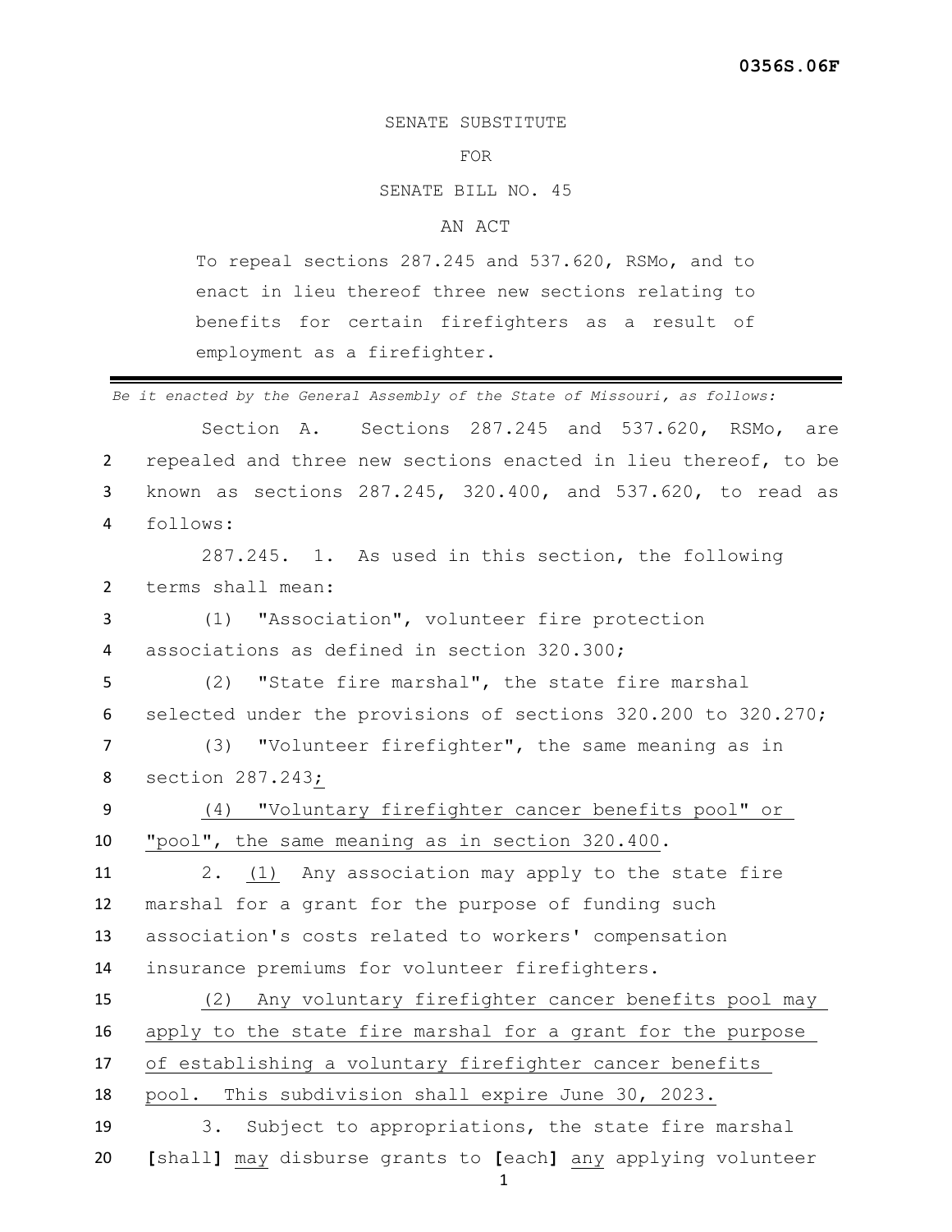**0356S.06F**

SENATE SUBSTITUTE

FOR

SENATE BILL NO. 45

AN ACT

To repeal sections 287.245 and 537.620, RSMo, and to enact in lieu thereof three new sections relating to benefits for certain firefighters as a result of employment as a firefighter.

---

*Be it enacted by the General Assembly of the State of Missouri, as follows:*

Section A. Sections 287.245 and 537.620, RSMo, are repealed and three new sections enacted in lieu thereof, to be known as sections 287.245, 320.400, and 537.620, to read as follows:

287.245. 1. As used in this section, the following terms shall mean:

(1) "Association", volunteer fire protection associations as defined in section 320.300;

(2) "State fire marshal", the state fire marshal selected under the provisions of sections 320.200 to 320.270;

(3) "Volunteer firefighter", the same meaning as in section 287.243;

(4) "Voluntary firefighter cancer benefits pool" or "pool", the same meaning as in section 320.400.

2. (1) Any association may apply to the state fire marshal for a grant for the purpose of funding such association's costs related to workers' compensation insurance premiums for volunteer firefighters.

(2) Any voluntary firefighter cancer benefits pool may apply to the state fire marshal for a grant for the purpose of establishing a voluntary firefighter cancer benefits pool. This subdivision shall expire June 30, 2023.

3. Subject to appropriations, the state fire marshal [shall] may disburse grants to [each] any applying volunteer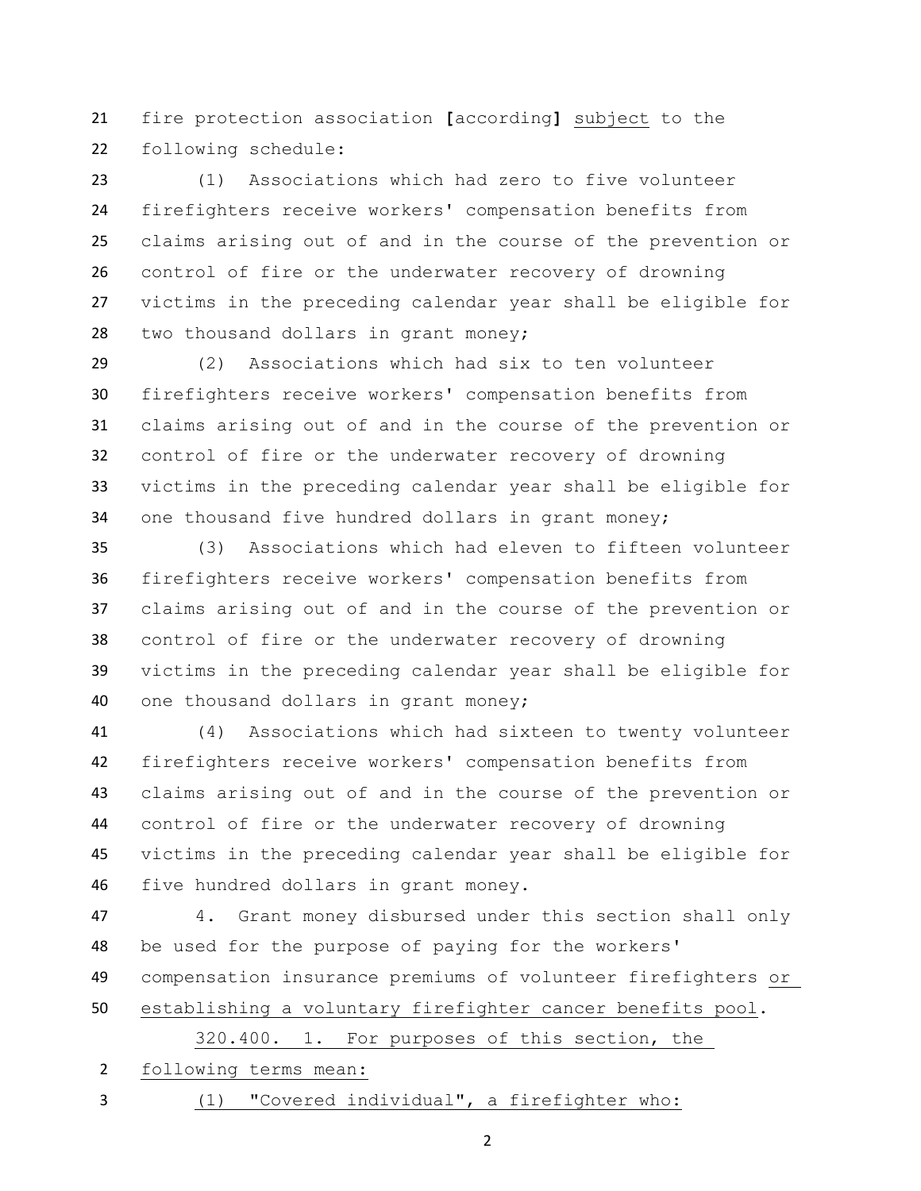fire protection association **[**according**]** <u>subject</u> to the following schedule:

(1) Associations which had zero to five volunteer firefighters receive workers' compensation benefits from claims arising out of and in the course of the prevention or control of fire or the underwater recovery of drowning victims in the preceding calendar year shall be eligible for two thousand dollars in grant money;

(2) Associations which had six to ten volunteer firefighters receive workers' compensation benefits from claims arising out of and in the course of the prevention or control of fire or the underwater recovery of drowning victims in the preceding calendar year shall be eligible for one thousand five hundred dollars in grant money;

(3) Associations which had eleven to fifteen volunteer firefighters receive workers' compensation benefits from claims arising out of and in the course of the prevention or control of fire or the underwater recovery of drowning victims in the preceding calendar year shall be eligible for one thousand dollars in grant money;

(4) Associations which had sixteen to twenty volunteer firefighters receive workers' compensation benefits from claims arising out of and in the course of the prevention or control of fire or the underwater recovery of drowning victims in the preceding calendar year shall be eligible for five hundred dollars in grant money.

4. Grant money disbursed under this section shall only be used for the purpose of paying for the workers' compensation insurance premiums of volunteer firefighters <u>or establishing a voluntary firefighter cancer benefits pool</u>.

<u>320.400. 1. For purposes of this section, the following terms mean:</u>

<u>(1) "Covered individual", a firefighter who:</u>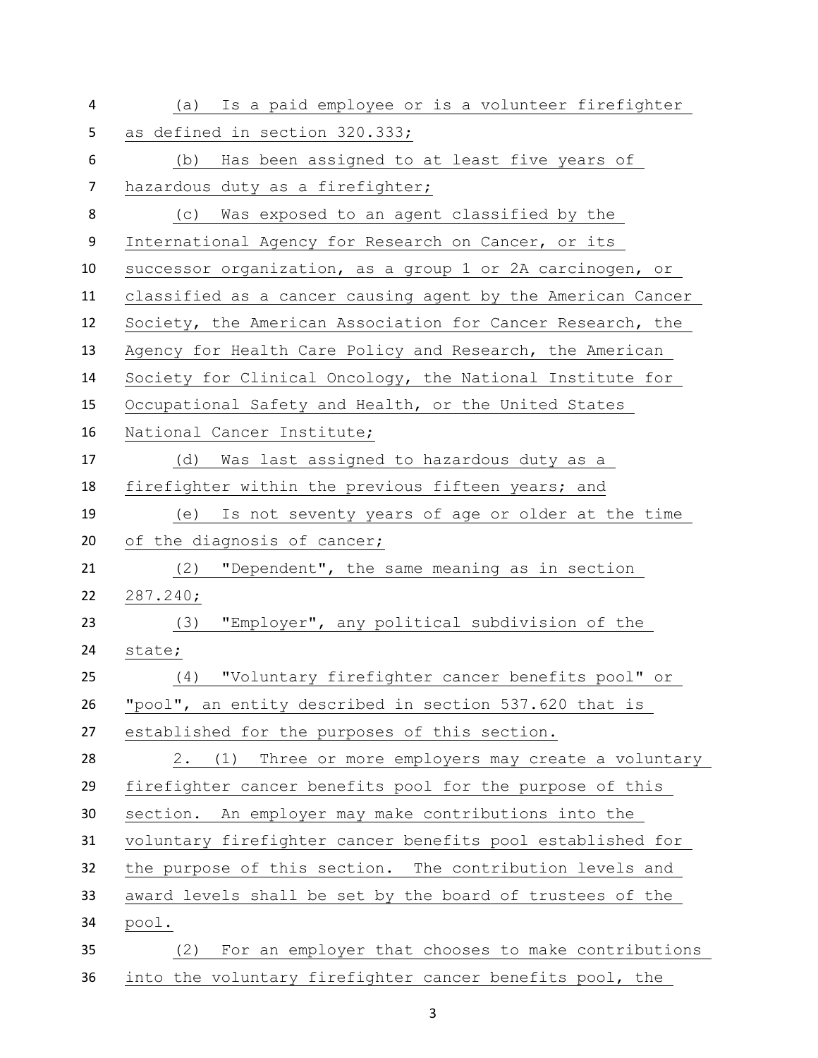(a) Is a paid employee or is a volunteer firefighter as defined in section 320.333;

(b) Has been assigned to at least five years of hazardous duty as a firefighter;

(c) Was exposed to an agent classified by the International Agency for Research on Cancer, or its successor organization, as a group 1 or 2A carcinogen, or classified as a cancer causing agent by the American Cancer Society, the American Association for Cancer Research, the Agency for Health Care Policy and Research, the American Society for Clinical Oncology, the National Institute for Occupational Safety and Health, or the United States National Cancer Institute;

(d) Was last assigned to hazardous duty as a firefighter within the previous fifteen years; and

(e) Is not seventy years of age or older at the time of the diagnosis of cancer;

(2) "Dependent", the same meaning as in section 287.240;

(3) "Employer", any political subdivision of the state;

(4) "Voluntary firefighter cancer benefits pool" or "pool", an entity described in section 537.620 that is established for the purposes of this section.

2. (1) Three or more employers may create a voluntary firefighter cancer benefits pool for the purpose of this section. An employer may make contributions into the voluntary firefighter cancer benefits pool established for the purpose of this section. The contribution levels and award levels shall be set by the board of trustees of the pool.

(2) For an employer that chooses to make contributions into the voluntary firefighter cancer benefits pool, the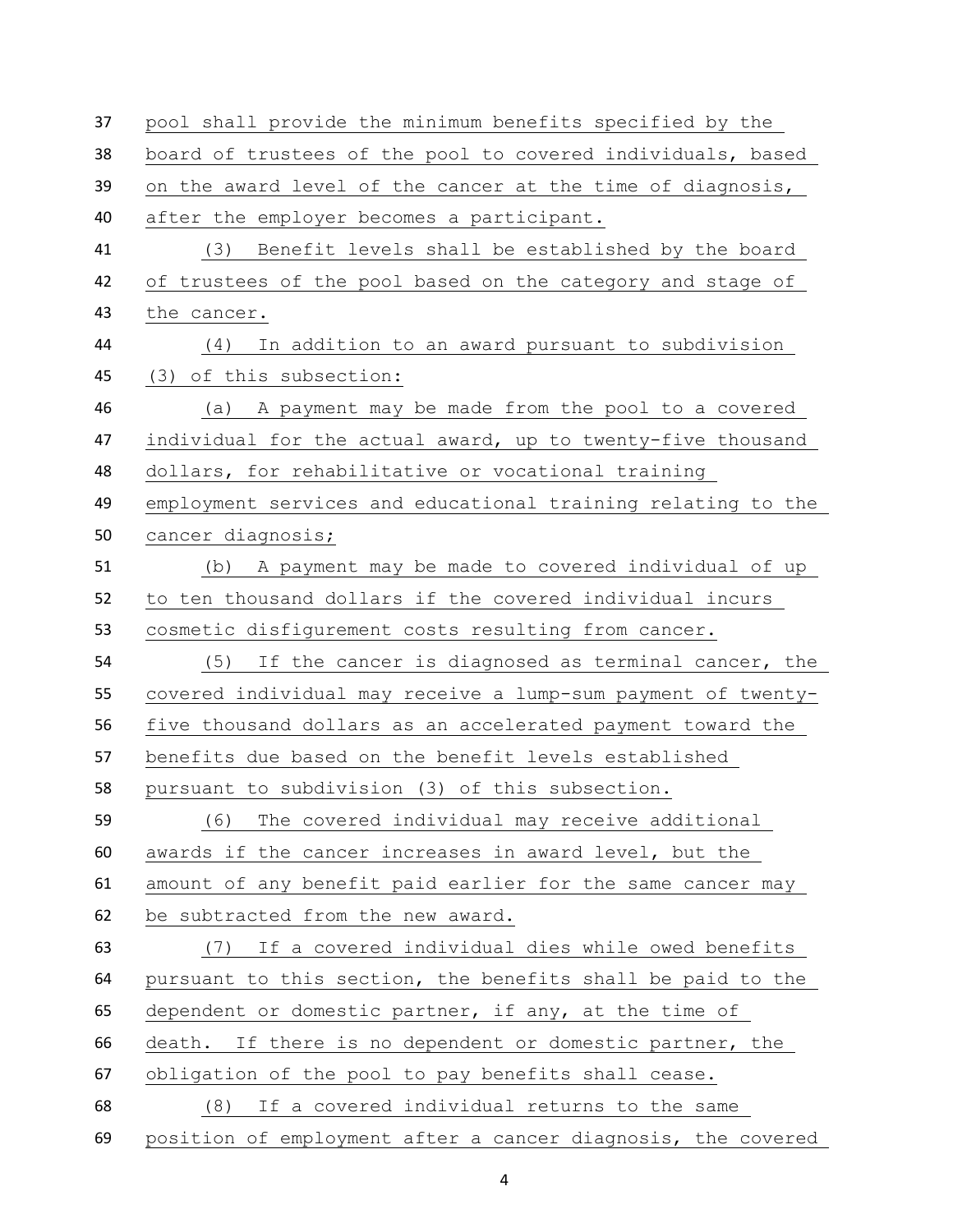pool shall provide the minimum benefits specified by the board of trustees of the pool to covered individuals, based on the award level of the cancer at the time of diagnosis, after the employer becomes a participant.

(3) Benefit levels shall be established by the board of trustees of the pool based on the category and stage of the cancer.

(4) In addition to an award pursuant to subdivision (3) of this subsection:

(a) A payment may be made from the pool to a covered individual for the actual award, up to twenty-five thousand dollars, for rehabilitative or vocational training employment services and educational training relating to the cancer diagnosis;

(b) A payment may be made to covered individual of up to ten thousand dollars if the covered individual incurs cosmetic disfigurement costs resulting from cancer.

(5) If the cancer is diagnosed as terminal cancer, the covered individual may receive a lump-sum payment of twenty-five thousand dollars as an accelerated payment toward the benefits due based on the benefit levels established pursuant to subdivision (3) of this subsection.

(6) The covered individual may receive additional awards if the cancer increases in award level, but the amount of any benefit paid earlier for the same cancer may be subtracted from the new award.

(7) If a covered individual dies while owed benefits pursuant to this section, the benefits shall be paid to the dependent or domestic partner, if any, at the time of death. If there is no dependent or domestic partner, the obligation of the pool to pay benefits shall cease.

(8) If a covered individual returns to the same position of employment after a cancer diagnosis, the covered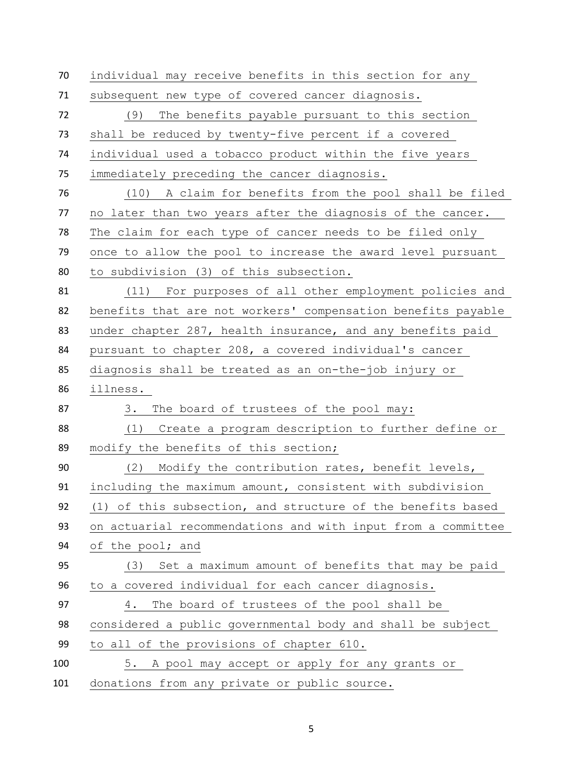individual may receive benefits in this section for any subsequent new type of covered cancer diagnosis.

(9) The benefits payable pursuant to this section shall be reduced by twenty-five percent if a covered individual used a tobacco product within the five years immediately preceding the cancer diagnosis.

(10) A claim for benefits from the pool shall be filed no later than two years after the diagnosis of the cancer. The claim for each type of cancer needs to be filed only once to allow the pool to increase the award level pursuant to subdivision (3) of this subsection.

(11) For purposes of all other employment policies and benefits that are not workers' compensation benefits payable under chapter 287, health insurance, and any benefits paid pursuant to chapter 208, a covered individual's cancer diagnosis shall be treated as an on-the-job injury or illness.

3. The board of trustees of the pool may:

(1) Create a program description to further define or modify the benefits of this section;

(2) Modify the contribution rates, benefit levels, including the maximum amount, consistent with subdivision (1) of this subsection, and structure of the benefits based on actuarial recommendations and with input from a committee of the pool; and

(3) Set a maximum amount of benefits that may be paid to a covered individual for each cancer diagnosis.

4. The board of trustees of the pool shall be considered a public governmental body and shall be subject to all of the provisions of chapter 610.

5. A pool may accept or apply for any grants or donations from any private or public source.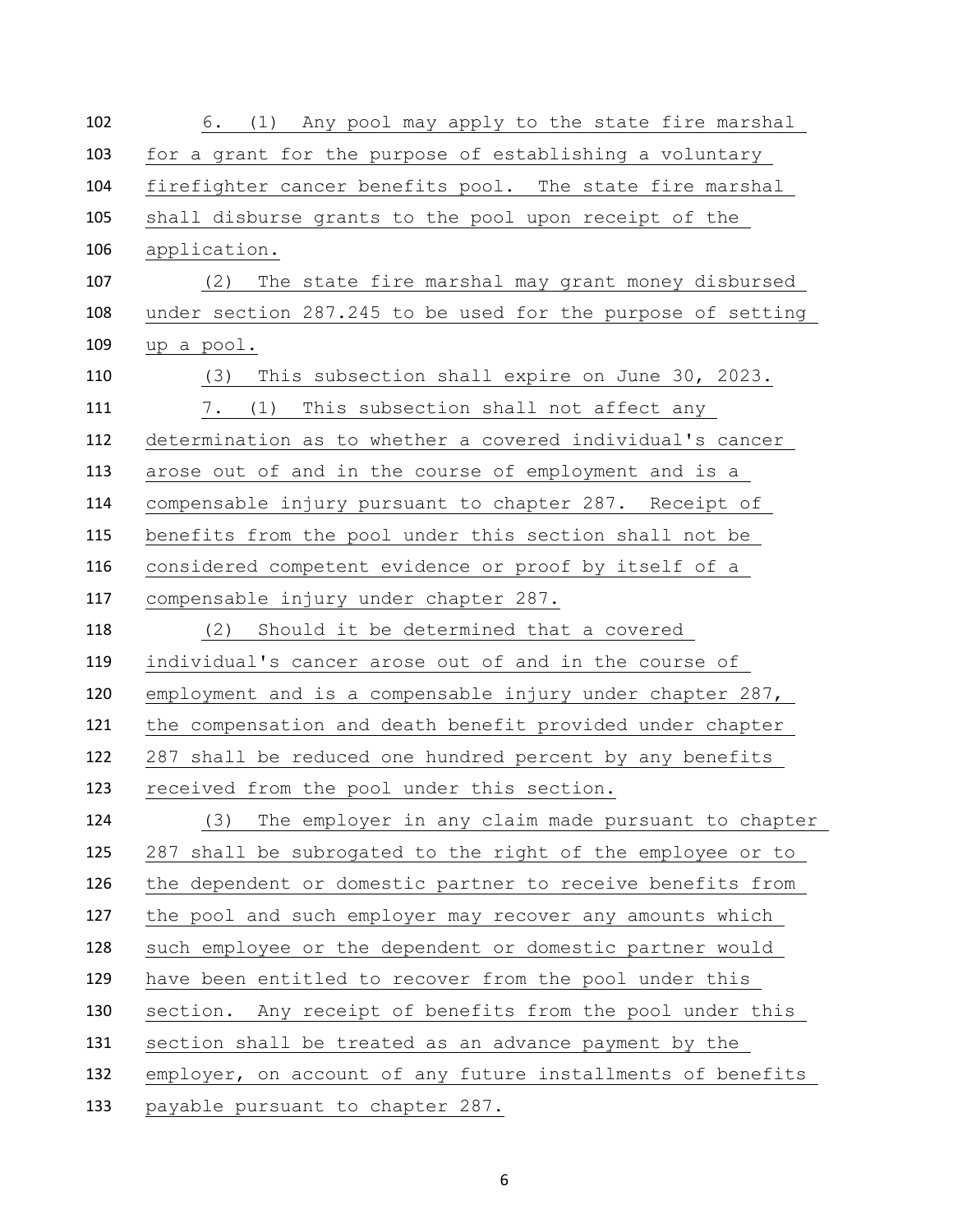6. (1) Any pool may apply to the state fire marshal for a grant for the purpose of establishing a voluntary firefighter cancer benefits pool. The state fire marshal shall disburse grants to the pool upon receipt of the application.

(2) The state fire marshal may grant money disbursed under section 287.245 to be used for the purpose of setting up a pool.

(3) This subsection shall expire on June 30, 2023.

7. (1) This subsection shall not affect any determination as to whether a covered individual's cancer arose out of and in the course of employment and is a compensable injury pursuant to chapter 287. Receipt of benefits from the pool under this section shall not be considered competent evidence or proof by itself of a compensable injury under chapter 287.

(2) Should it be determined that a covered individual's cancer arose out of and in the course of employment and is a compensable injury under chapter 287, the compensation and death benefit provided under chapter 287 shall be reduced one hundred percent by any benefits received from the pool under this section.

(3) The employer in any claim made pursuant to chapter 287 shall be subrogated to the right of the employee or to the dependent or domestic partner to receive benefits from the pool and such employer may recover any amounts which such employee or the dependent or domestic partner would have been entitled to recover from the pool under this section. Any receipt of benefits from the pool under this section shall be treated as an advance payment by the employer, on account of any future installments of benefits payable pursuant to chapter 287.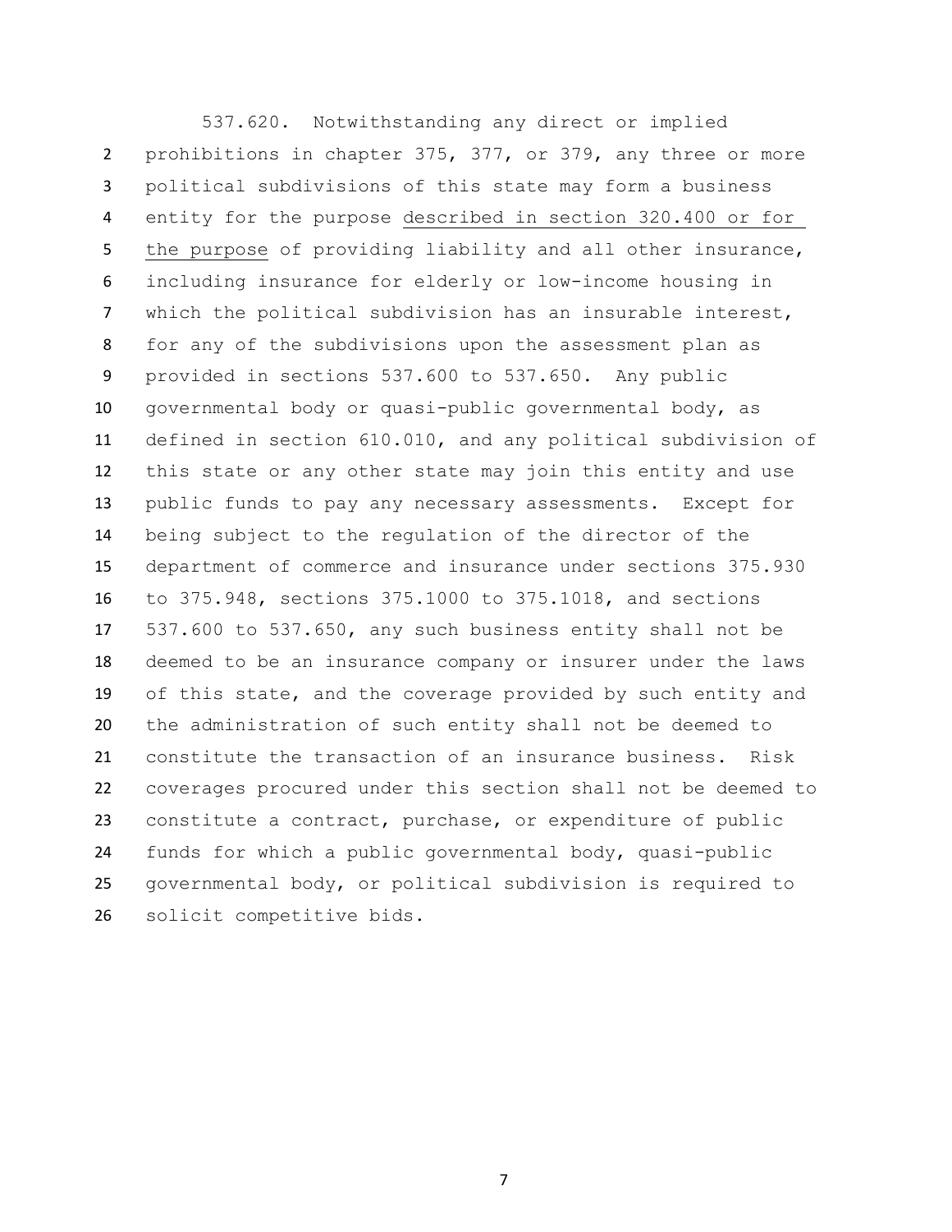537.620. Notwithstanding any direct or implied prohibitions in chapter 375, 377, or 379, any three or more political subdivisions of this state may form a business entity for the purpose <u>described in section 320.400 or for the purpose</u> of providing liability and all other insurance, including insurance for elderly or low-income housing in which the political subdivision has an insurable interest, for any of the subdivisions upon the assessment plan as provided in sections 537.600 to 537.650. Any public governmental body or quasi-public governmental body, as defined in section 610.010, and any political subdivision of this state or any other state may join this entity and use public funds to pay any necessary assessments. Except for being subject to the regulation of the director of the department of commerce and insurance under sections 375.930 to 375.948, sections 375.1000 to 375.1018, and sections 537.600 to 537.650, any such business entity shall not be deemed to be an insurance company or insurer under the laws of this state, and the coverage provided by such entity and the administration of such entity shall not be deemed to constitute the transaction of an insurance business. Risk coverages procured under this section shall not be deemed to constitute a contract, purchase, or expenditure of public funds for which a public governmental body, quasi-public governmental body, or political subdivision is required to solicit competitive bids.